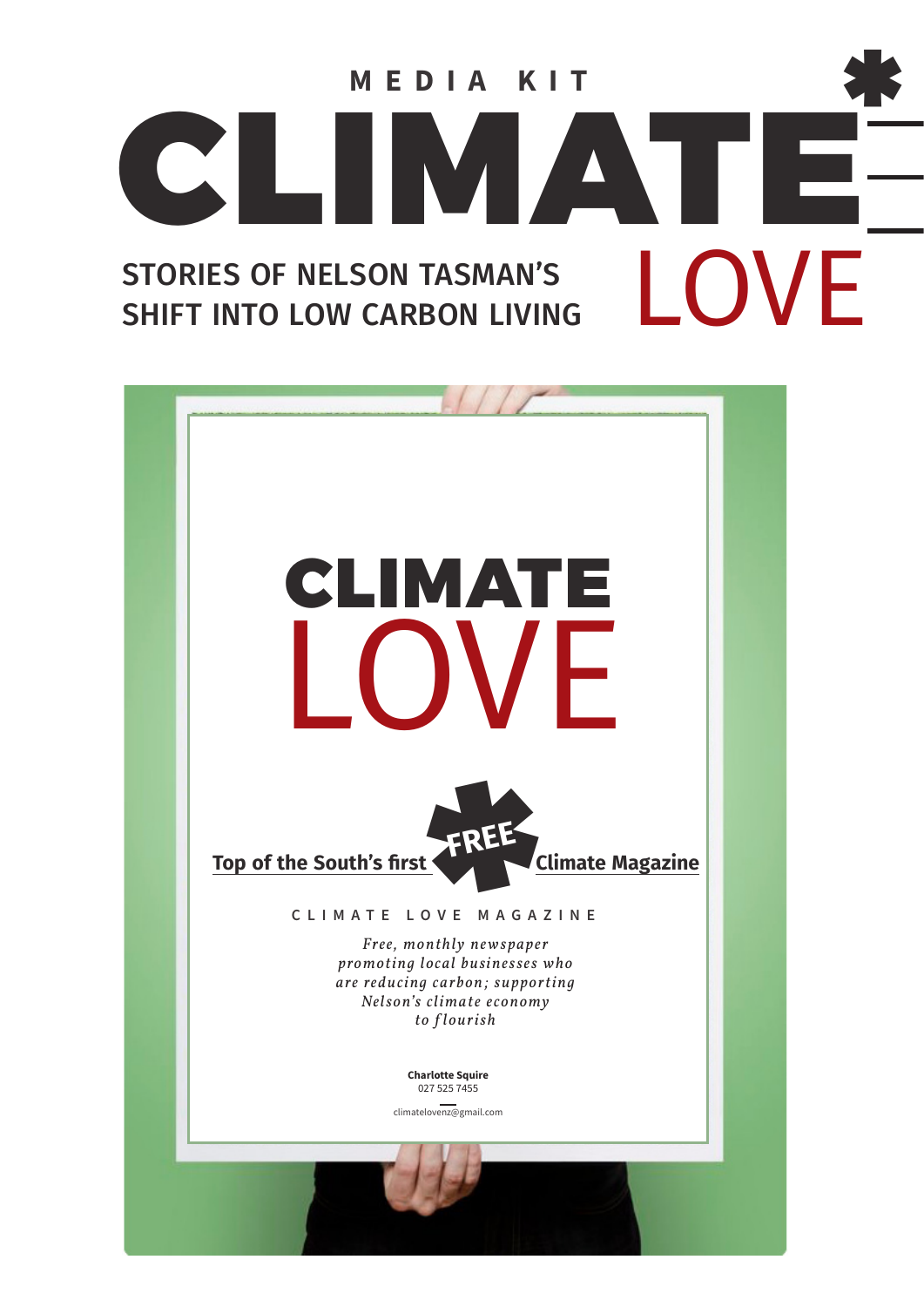MEDIA KIT

# CLIMATE* LOVE

STORIES OF NELSON TASMAN'S SHIFT INTO LOW CARBON LIVING

## CLIMATE LOVE

Top of the South's first FREE Climate Magazine

CLIMATE LOVE MAGAZINE

*Free, monthly newspaper promoting local businesses who are reducing carbon; supporting Nelson's climate economy to flourish*

**Charlotte Squire**
027 525 7455

climatelovenz@gmail.com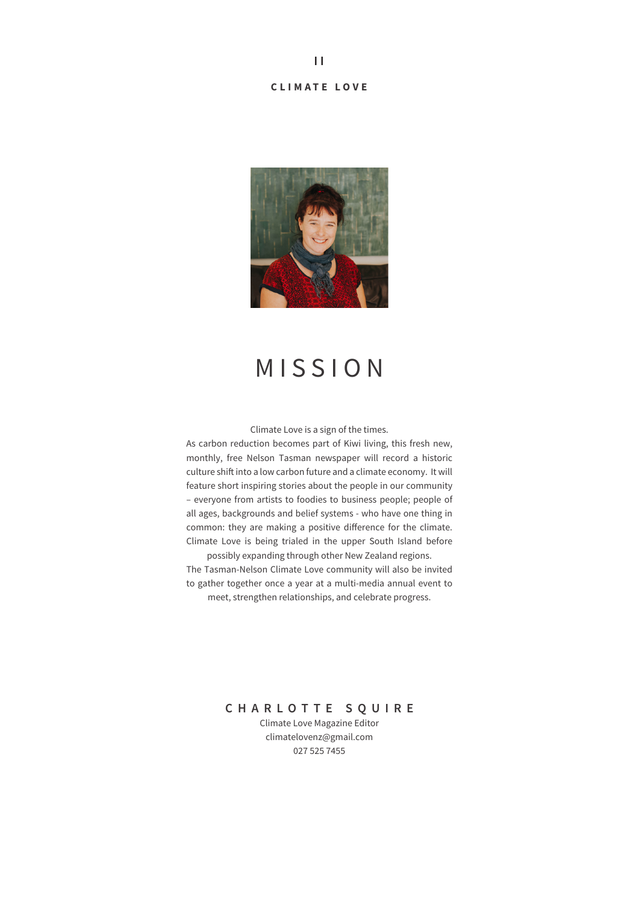**CLIMATE LOVE**

# MISSION

Climate Love is a sign of the times.
As carbon reduction becomes part of Kiwi living, this fresh new, monthly, free Nelson Tasman newspaper will record a historic culture shift into a low carbon future and a climate economy. It will feature short inspiring stories about the people in our community – everyone from artists to foodies to business people; people of all ages, backgrounds and belief systems - who have one thing in common: they are making a positive difference for the climate. Climate Love is being trialed in the upper South Island before possibly expanding through other New Zealand regions.
The Tasman-Nelson Climate Love community will also be invited to gather together once a year at a multi-media annual event to meet, strengthen relationships, and celebrate progress.

**CHARLOTTE SQUIRE**
Climate Love Magazine Editor
climatelovenz@gmail.com
027 525 7455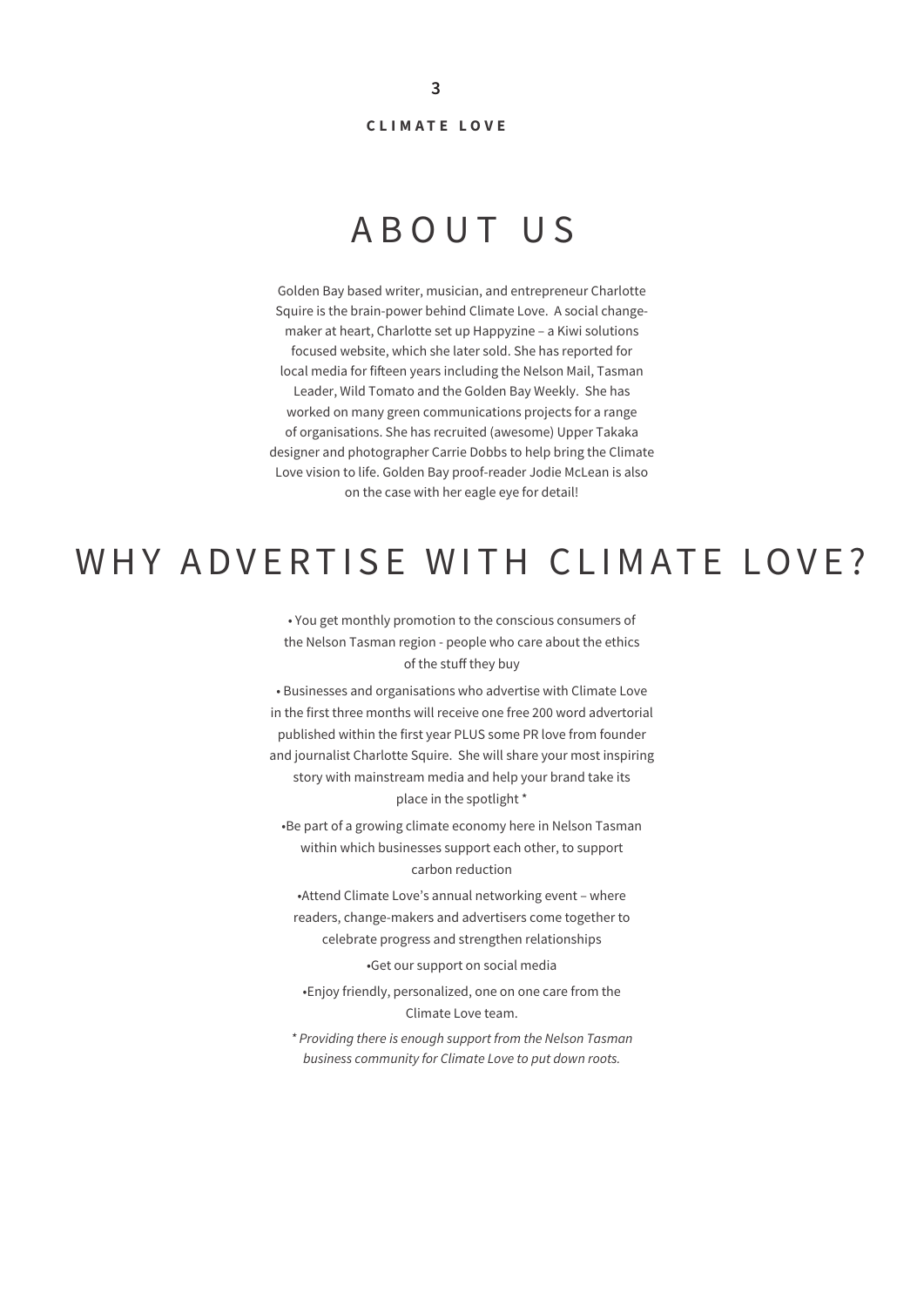# ABOUT US

Golden Bay based writer, musician, and entrepreneur Charlotte Squire is the brain-power behind Climate Love. A social change-maker at heart, Charlotte set up Happyzine – a Kiwi solutions focused website, which she later sold. She has reported for local media for fifteen years including the Nelson Mail, Tasman Leader, Wild Tomato and the Golden Bay Weekly. She has worked on many green communications projects for a range of organisations. She has recruited (awesome) Upper Takaka designer and photographer Carrie Dobbs to help bring the Climate Love vision to life. Golden Bay proof-reader Jodie McLean is also on the case with her eagle eye for detail!

# WHY ADVERTISE WITH CLIMATE LOVE?

- You get monthly promotion to the conscious consumers of the Nelson Tasman region - people who care about the ethics of the stuff they buy
- Businesses and organisations who advertise with Climate Love in the first three months will receive one free 200 word advertorial published within the first year PLUS some PR love from founder and journalist Charlotte Squire. She will share your most inspiring story with mainstream media and help your brand take its place in the spotlight *
- Be part of a growing climate economy here in Nelson Tasman within which businesses support each other, to support carbon reduction
- Attend Climate Love's annual networking event – where readers, change-makers and advertisers come together to celebrate progress and strengthen relationships
- Get our support on social media
- Enjoy friendly, personalized, one on one care from the Climate Love team.

*\* Providing there is enough support from the Nelson Tasman business community for Climate Love to put down roots.*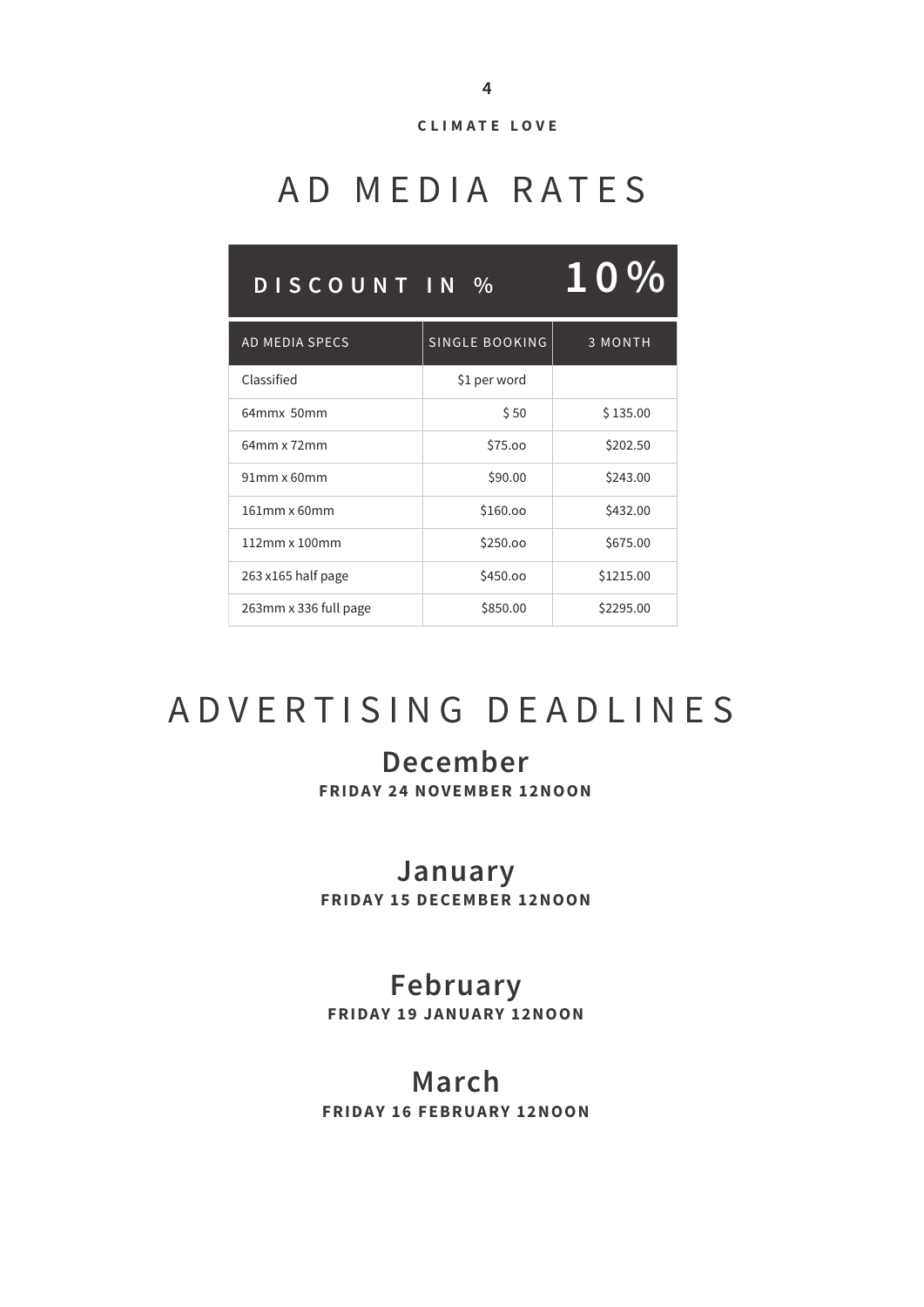# AD MEDIA RATES

| DISCOUNT IN % | | 10% |
|---|---|---|
| AD MEDIA SPECS | SINGLE BOOKING | 3 MONTH |
| Classified | $1 per word | |
| 64mmx 50mm | $ 50 | $ 135.00 |
| 64mm x 72mm | $75.oo | $202.50 |
| 91mm x 60mm | $90.00 | $243.00 |
| 161mm x 60mm | $160.oo | $432.00 |
| 112mm x 100mm | $250.oo | $675.00 |
| 263 x165 half page | $450.oo | $1215.00 |
| 263mm x 336 full page | $850.00 | $2295.00 |

# ADVERTISING DEADLINES

## December

**FRIDAY 24 NOVEMBER 12NOON**

## January

**FRIDAY 15 DECEMBER 12NOON**

## February

**FRIDAY 19 JANUARY 12NOON**

## March

**FRIDAY 16 FEBRUARY 12NOON**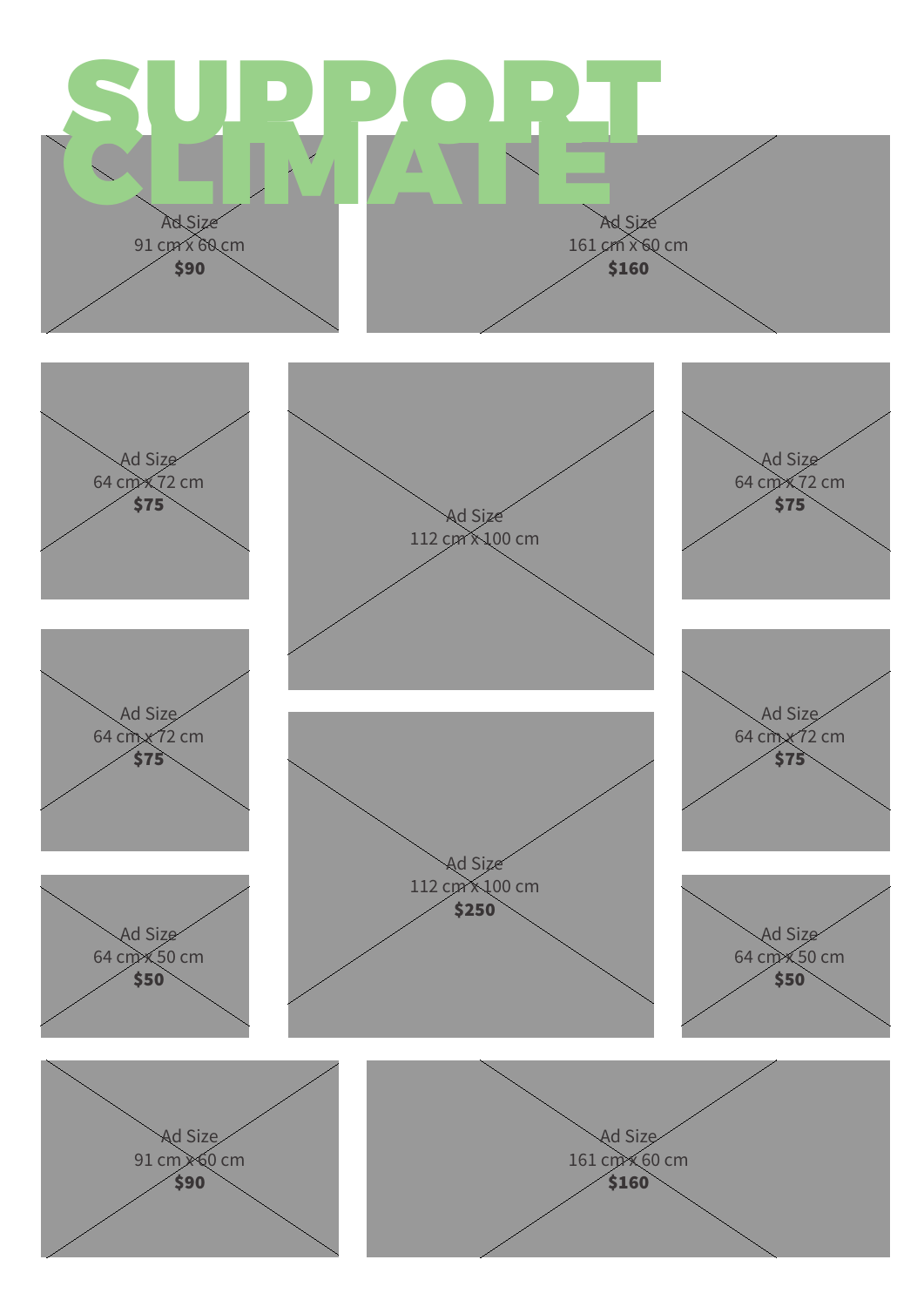# SUPPORT CLIMATE

Ad Size
91 cm x 60 cm
**$90**

Ad Size
161 cm x 60 cm
**$160**

Ad Size
64 cm x 72 cm
**$75**

Ad Size
112 cm x 100 cm

Ad Size
64 cm x 72 cm
**$75**

Ad Size
64 cm x 72 cm
**$75**

Ad Size
112 cm x 100 cm
**$250**

Ad Size
64 cm x 72 cm
**$75**

Ad Size
64 cm x 50 cm
**$50**

Ad Size
64 cm x 50 cm
**$50**

Ad Size
91 cm x 60 cm
**$90**

Ad Size
161 cm x 60 cm
**$160**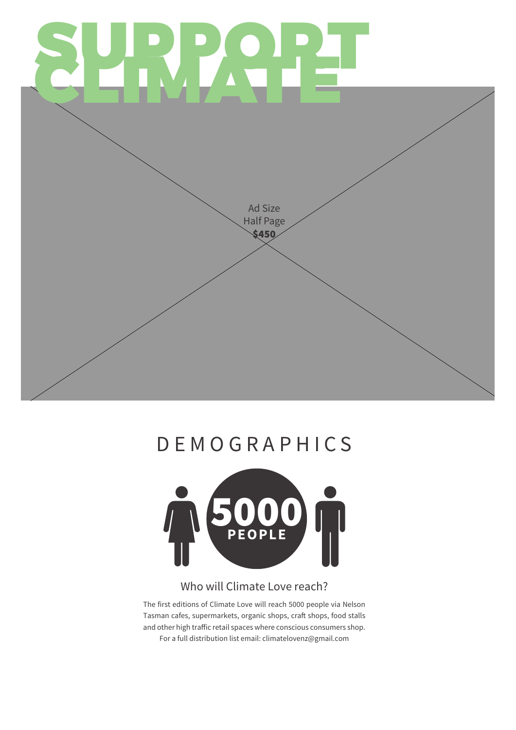# SUPPORT CLIMATE

Ad Size
Half Page
**$450**

## DEMOGRAPHICS

**5000**
**PEOPLE**

### Who will Climate Love reach?

The first editions of Climate Love will reach 5000 people via Nelson Tasman cafes, supermarkets, organic shops, craft shops, food stalls and other high traffic retail spaces where conscious consumers shop. For a full distribution list email: climatelovenz@gmail.com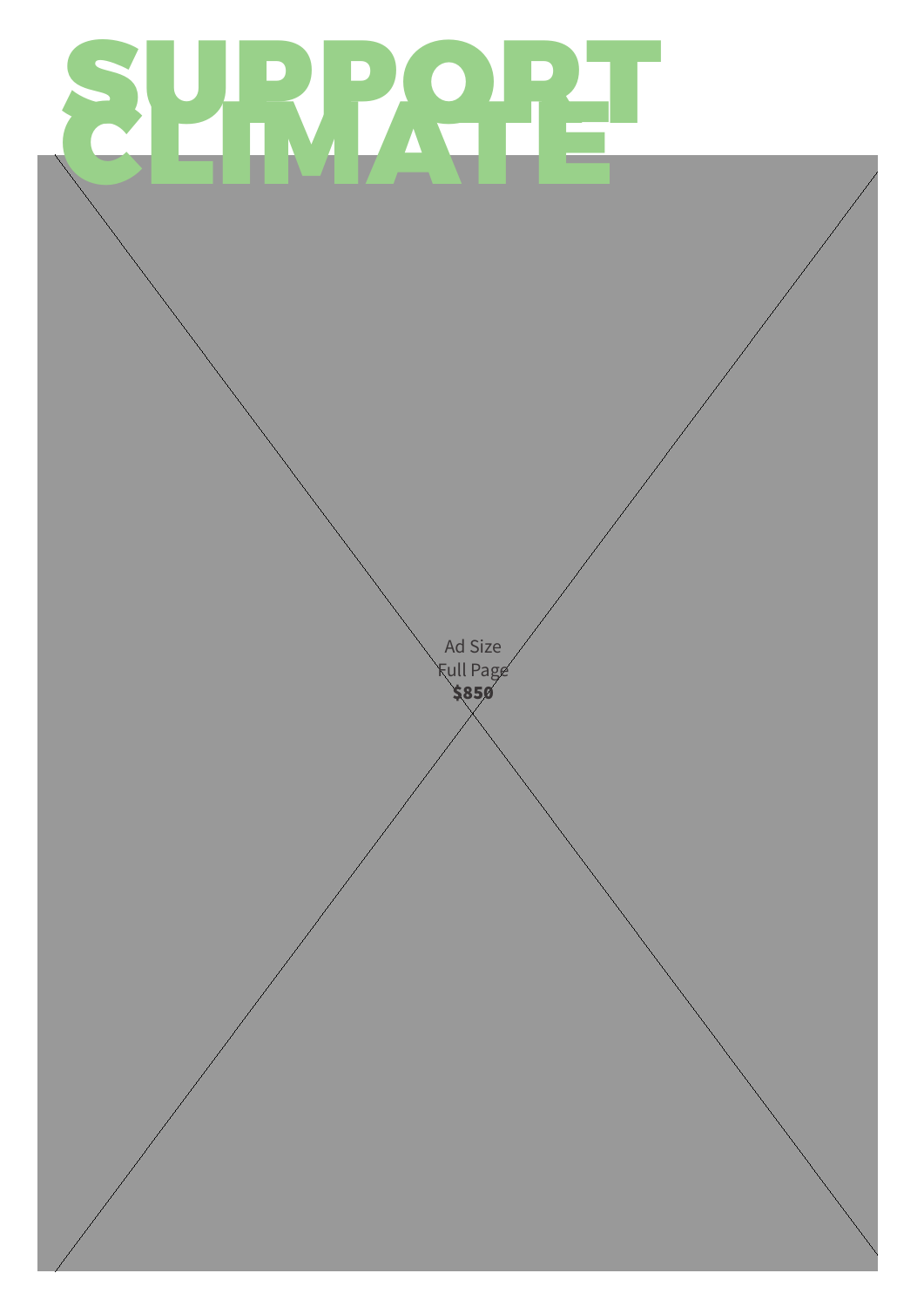# SUPPORT CLIMATE

Ad Size
Full Page
**$850**